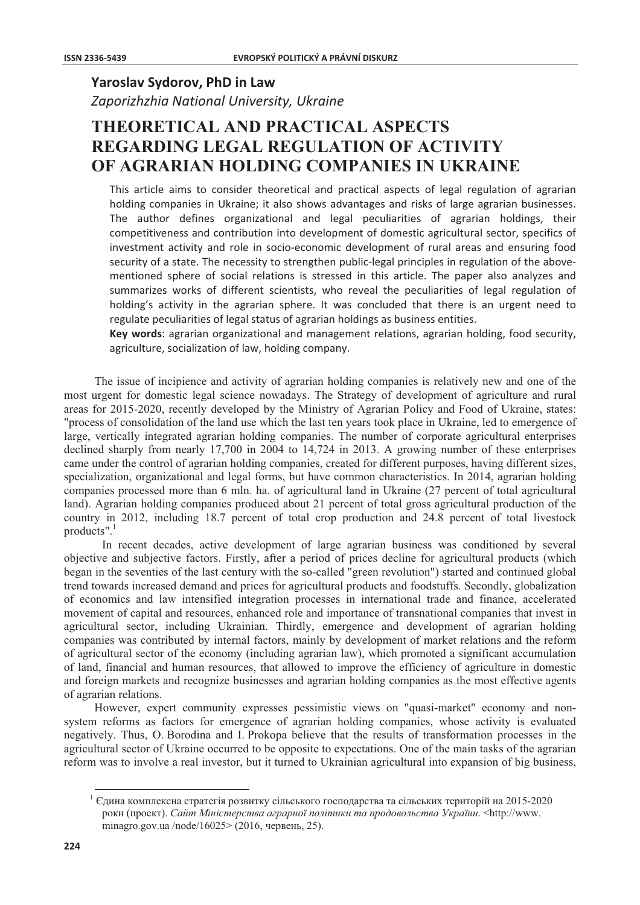**Yaroslav Sydorov, PhD in Law**
*Zaporizhzhia National University, Ukraine*

# THEORETICAL AND PRACTICAL ASPECTS REGARDING LEGAL REGULATION OF ACTIVITY OF AGRARIAN HOLDING COMPANIES IN UKRAINE

This article aims to consider theoretical and practical aspects of legal regulation of agrarian holding companies in Ukraine; it also shows advantages and risks of large agrarian businesses. The author defines organizational and legal peculiarities of agrarian holdings, their competitiveness and contribution into development of domestic agricultural sector, specifics of investment activity and role in socio-economic development of rural areas and ensuring food security of a state. The necessity to strengthen public-legal principles in regulation of the above-mentioned sphere of social relations is stressed in this article. The paper also analyzes and summarizes works of different scientists, who reveal the peculiarities of legal regulation of holding's activity in the agrarian sphere. It was concluded that there is an urgent need to regulate peculiarities of legal status of agrarian holdings as business entities.

**Key words**: agrarian organizational and management relations, agrarian holding, food security, agriculture, socialization of law, holding company.

The issue of incipience and activity of agrarian holding companies is relatively new and one of the most urgent for domestic legal science nowadays. The Strategy of development of agriculture and rural areas for 2015-2020, recently developed by the Ministry of Agrarian Policy and Food of Ukraine, states: "process of consolidation of the land use which the last ten years took place in Ukraine, led to emergence of large, vertically integrated agrarian holding companies. The number of corporate agricultural enterprises declined sharply from nearly 17,700 in 2004 to 14,724 in 2013. A growing number of these enterprises came under the control of agrarian holding companies, created for different purposes, having different sizes, specialization, organizational and legal forms, but have common characteristics. In 2014, agrarian holding companies processed more than 6 mln. ha. of agricultural land in Ukraine (27 percent of total agricultural land). Agrarian holding companies produced about 21 percent of total gross agricultural production of the country in 2012, including 18.7 percent of total crop production and 24.8 percent of total livestock products".[1]

In recent decades, active development of large agrarian business was conditioned by several objective and subjective factors. Firstly, after a period of prices decline for agricultural products (which began in the seventies of the last century with the so-called "green revolution") started and continued global trend towards increased demand and prices for agricultural products and foodstuffs. Secondly, globalization of economics and law intensified integration processes in international trade and finance, accelerated movement of capital and resources, enhanced role and importance of transnational companies that invest in agricultural sector, including Ukrainian. Thirdly, emergence and development of agrarian holding companies was contributed by internal factors, mainly by development of market relations and the reform of agricultural sector of the economy (including agrarian law), which promoted a significant accumulation of land, financial and human resources, that allowed to improve the efficiency of agriculture in domestic and foreign markets and recognize businesses and agrarian holding companies as the most effective agents of agrarian relations.

However, expert community expresses pessimistic views on "quasi-market" economy and non-system reforms as factors for emergence of agrarian holding companies, whose activity is evaluated negatively. Thus, O. Borodina and I. Prokopa believe that the results of transformation processes in the agricultural sector of Ukraine occurred to be opposite to expectations. One of the main tasks of the agrarian reform was to involve a real investor, but it turned to Ukrainian agricultural into expansion of big business,

---

[1] Єдина комплексна стратегія розвитку сільського господарства та сільських територій на 2015-2020 роки (проект). *Сайт Міністерства аграрної політики та продовольства України*. <http://www.minagro.gov.ua /node/16025> (2016, червень, 25).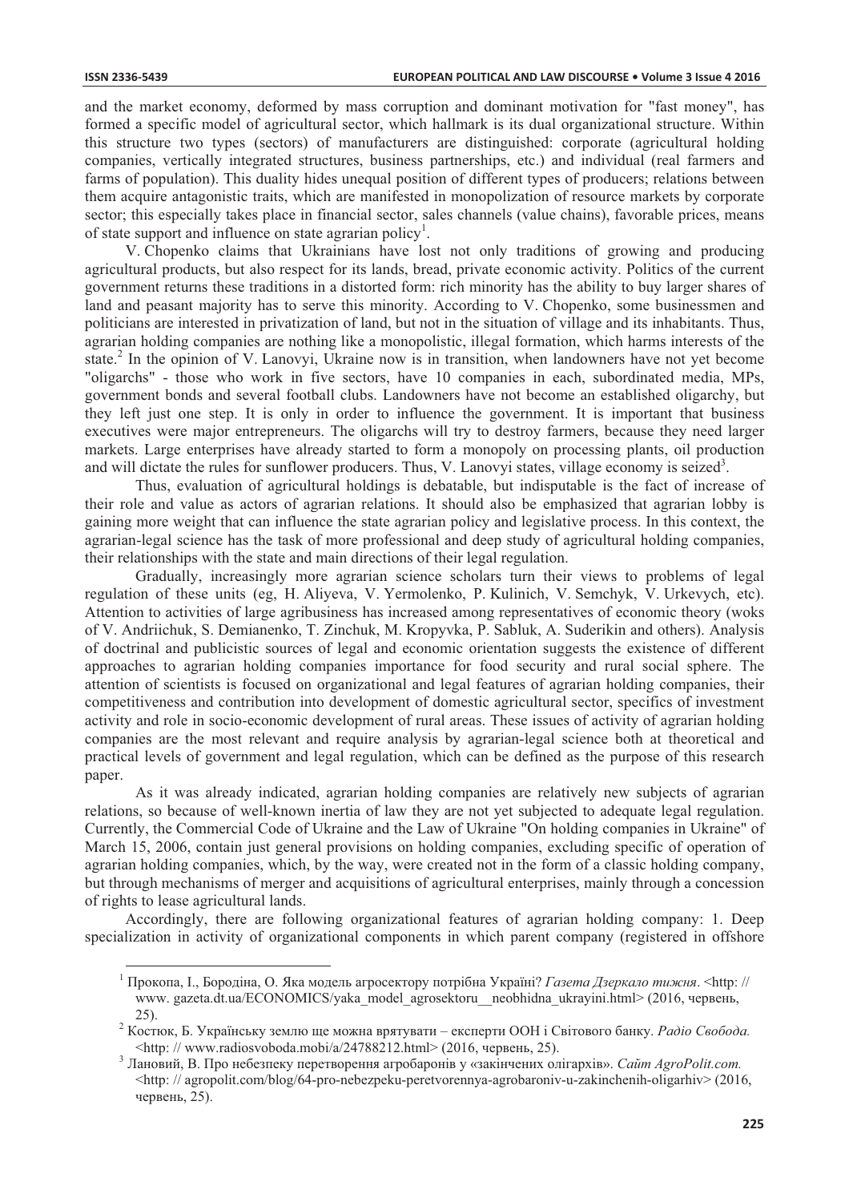and the market economy, deformed by mass corruption and dominant motivation for "fast money", has formed a specific model of agricultural sector, which hallmark is its dual organizational structure. Within this structure two types (sectors) of manufacturers are distinguished: corporate (agricultural holding companies, vertically integrated structures, business partnerships, etc.) and individual (real farmers and farms of population). This duality hides unequal position of different types of producers; relations between them acquire antagonistic traits, which are manifested in monopolization of resource markets by corporate sector; this especially takes place in financial sector, sales channels (value chains), favorable prices, means of state support and influence on state agrarian policy[1].

V. Chopenko claims that Ukrainians have lost not only traditions of growing and producing agricultural products, but also respect for its lands, bread, private economic activity. Politics of the current government returns these traditions in a distorted form: rich minority has the ability to buy larger shares of land and peasant majority has to serve this minority. According to V. Chopenko, some businessmen and politicians are interested in privatization of land, but not in the situation of village and its inhabitants. Thus, agrarian holding companies are nothing like a monopolistic, illegal formation, which harms interests of the state.[2] In the opinion of V. Lanovyi, Ukraine now is in transition, when landowners have not yet become "oligarchs" - those who work in five sectors, have 10 companies in each, subordinated media, MPs, government bonds and several football clubs. Landowners have not become an established oligarchy, but they left just one step. It is only in order to influence the government. It is important that business executives were major entrepreneurs. The oligarchs will try to destroy farmers, because they need larger markets. Large enterprises have already started to form a monopoly on processing plants, oil production and will dictate the rules for sunflower producers. Thus, V. Lanovyi states, village economy is seized[3].

Thus, evaluation of agricultural holdings is debatable, but indisputable is the fact of increase of their role and value as actors of agrarian relations. It should also be emphasized that agrarian lobby is gaining more weight that can influence the state agrarian policy and legislative process. In this context, the agrarian-legal science has the task of more professional and deep study of agricultural holding companies, their relationships with the state and main directions of their legal regulation.

Gradually, increasingly more agrarian science scholars turn their views to problems of legal regulation of these units (eg, H. Aliyeva, V. Yermolenko, P. Kulinich, V. Semchyk, V. Urkevych, etc). Attention to activities of large agribusiness has increased among representatives of economic theory (woks of V. Andriichuk, S. Demianenko, T. Zinchuk, M. Kropyvka, P. Sabluk, A. Suderikin and others). Analysis of doctrinal and publicistic sources of legal and economic orientation suggests the existence of different approaches to agrarian holding companies importance for food security and rural social sphere. The attention of scientists is focused on organizational and legal features of agrarian holding companies, their competitiveness and contribution into development of domestic agricultural sector, specifics of investment activity and role in socio-economic development of rural areas. These issues of activity of agrarian holding companies are the most relevant and require analysis by agrarian-legal science both at theoretical and practical levels of government and legal regulation, which can be defined as the purpose of this research paper.

As it was already indicated, agrarian holding companies are relatively new subjects of agrarian relations, so because of well-known inertia of law they are not yet subjected to adequate legal regulation. Currently, the Commercial Code of Ukraine and the Law of Ukraine "On holding companies in Ukraine" of March 15, 2006, contain just general provisions on holding companies, excluding specific of operation of agrarian holding companies, which, by the way, were created not in the form of a classic holding company, but through mechanisms of merger and acquisitions of agricultural enterprises, mainly through a concession of rights to lease agricultural lands.

Accordingly, there are following organizational features of agrarian holding company: 1. Deep specialization in activity of organizational components in which parent company (registered in offshore

---

[1] Прокопа, І., Бородіна, О. Яка модель агросектору потрібна Україні? *Газета Дзеркало тижня*. <http: // www. gazeta.dt.ua/ECONOMICS/yaka_model_agrosektoru__neobhidna_ukrayini.html> (2016, червень, 25).

[2] Костюк, Б. Українську землю ще можна врятувати – експерти ООН і Світового банку. *Радіо Свобода.* <http: // www.radiosvoboda.mobi/a/24788212.html> (2016, червень, 25).

[3] Лановий, В. Про небезпеку перетворення агробаронів у «закінчених олігархів». *Сайт AgroPolit.com.* <http: // agropolit.com/blog/64-pro-nebezpeku-peretvorennya-agrobaroniv-u-zakinchenih-oligarhiv> (2016, червень, 25).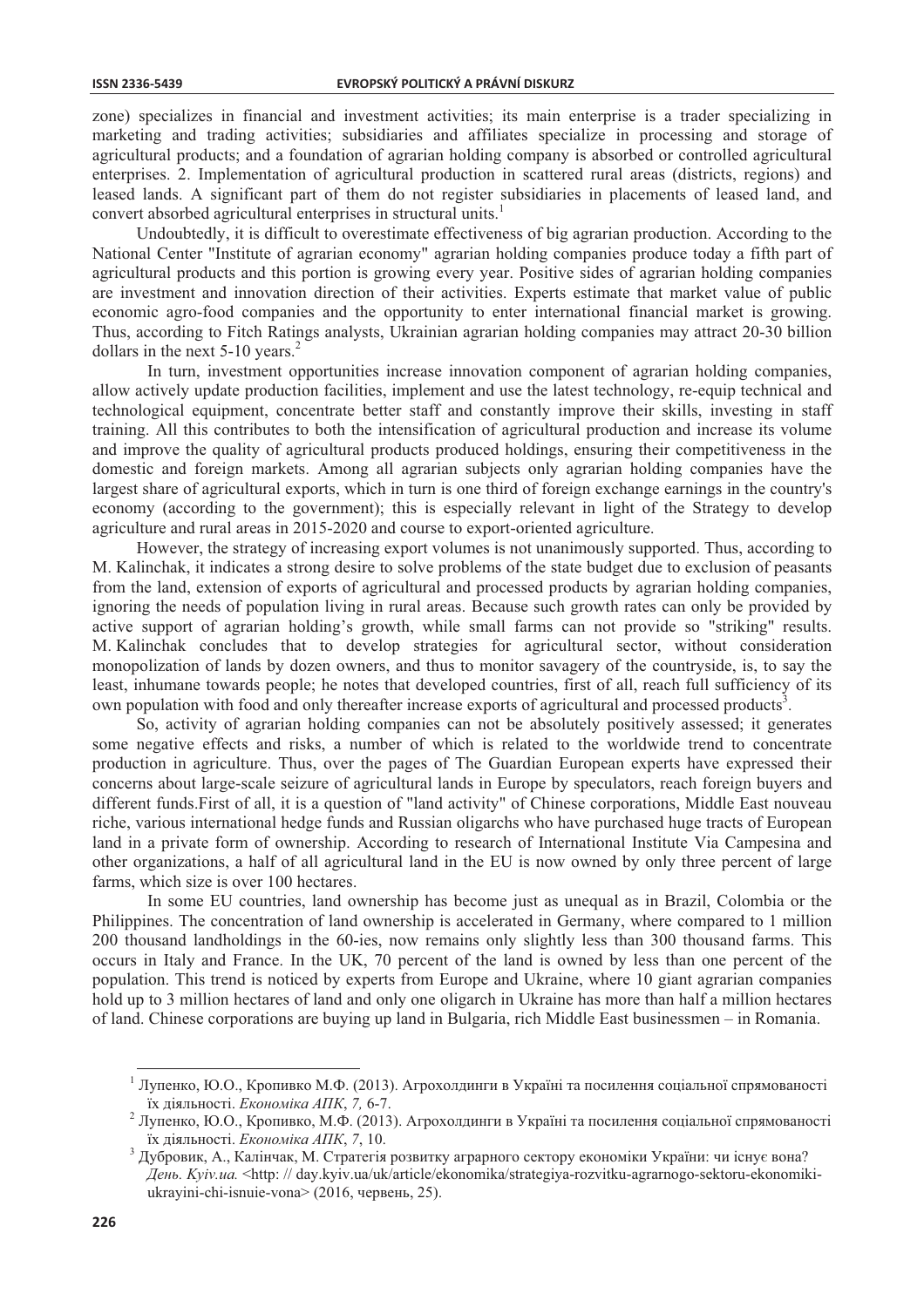zone) specializes in financial and investment activities; its main enterprise is a trader specializing in marketing and trading activities; subsidiaries and affiliates specialize in processing and storage of agricultural products; and a foundation of agrarian holding company is absorbed or controlled agricultural enterprises. 2. Implementation of agricultural production in scattered rural areas (districts, regions) and leased lands. A significant part of them do not register subsidiaries in placements of leased land, and convert absorbed agricultural enterprises in structural units.[1]

Undoubtedly, it is difficult to overestimate effectiveness of big agrarian production. According to the National Center "Institute of agrarian economy" agrarian holding companies produce today a fifth part of agricultural products and this portion is growing every year. Positive sides of agrarian holding companies are investment and innovation direction of their activities. Experts estimate that market value of public economic agro-food companies and the opportunity to enter international financial market is growing. Thus, according to Fitch Ratings analysts, Ukrainian agrarian holding companies may attract 20-30 billion dollars in the next 5-10 years.[2]

In turn, investment opportunities increase innovation component of agrarian holding companies, allow actively update production facilities, implement and use the latest technology, re-equip technical and technological equipment, concentrate better staff and constantly improve their skills, investing in staff training. All this contributes to both the intensification of agricultural production and increase its volume and improve the quality of agricultural products produced holdings, ensuring their competitiveness in the domestic and foreign markets. Among all agrarian subjects only agrarian holding companies have the largest share of agricultural exports, which in turn is one third of foreign exchange earnings in the country's economy (according to the government); this is especially relevant in light of the Strategy to develop agriculture and rural areas in 2015-2020 and course to export-oriented agriculture.

However, the strategy of increasing export volumes is not unanimously supported. Thus, according to M. Kalinchak, it indicates a strong desire to solve problems of the state budget due to exclusion of peasants from the land, extension of exports of agricultural and processed products by agrarian holding companies, ignoring the needs of population living in rural areas. Because such growth rates can only be provided by active support of agrarian holding's growth, while small farms can not provide so "striking" results. M. Kalinchak concludes that to develop strategies for agricultural sector, without consideration monopolization of lands by dozen owners, and thus to monitor savagery of the countryside, is, to say the least, inhumane towards people; he notes that developed countries, first of all, reach full sufficiency of its own population with food and only thereafter increase exports of agricultural and processed products[3].

So, activity of agrarian holding companies can not be absolutely positively assessed; it generates some negative effects and risks, a number of which is related to the worldwide trend to concentrate production in agriculture. Thus, over the pages of The Guardian European experts have expressed their concerns about large-scale seizure of agricultural lands in Europe by speculators, reach foreign buyers and different funds.First of all, it is a question of "land activity" of Chinese corporations, Middle East nouveau riche, various international hedge funds and Russian oligarchs who have purchased huge tracts of European land in a private form of ownership. According to research of International Institute Via Campesina and other organizations, a half of all agricultural land in the EU is now owned by only three percent of large farms, which size is over 100 hectares.

In some EU countries, land ownership has become just as unequal as in Brazil, Colombia or the Philippines. The concentration of land ownership is accelerated in Germany, where compared to 1 million 200 thousand landholdings in the 60-ies, now remains only slightly less than 300 thousand farms. This occurs in Italy and France. In the UK, 70 percent of the land is owned by less than one percent of the population. This trend is noticed by experts from Europe and Ukraine, where 10 giant agrarian companies hold up to 3 million hectares of land and only one oligarch in Ukraine has more than half a million hectares of land. Chinese corporations are buying up land in Bulgaria, rich Middle East businessmen – in Romania.

---

[1] Лупенко, Ю.О., Кропивко М.Ф. (2013). Агрохолдинги в Україні та посилення соціальної спрямованості їх діяльності. *Економіка АПК*, *7,* 6-7.

[2] Лупенко, Ю.О., Кропивко, М.Ф. (2013). Агрохолдинги в Україні та посилення соціальної спрямованості їх діяльності. *Економіка АПК*, *7*, 10.

[3] Дубровик, А., Калінчак, М. Стратегія розвитку аграрного сектору економіки України: чи існує вона? *День. Kyiv.ua.* <http: // day.kyiv.ua/uk/article/ekonomika/strategiya-rozvitku-agrarnogo-sektoru-ekonomiki-ukrayini-chi-isnuie-vona> (2016, червень, 25).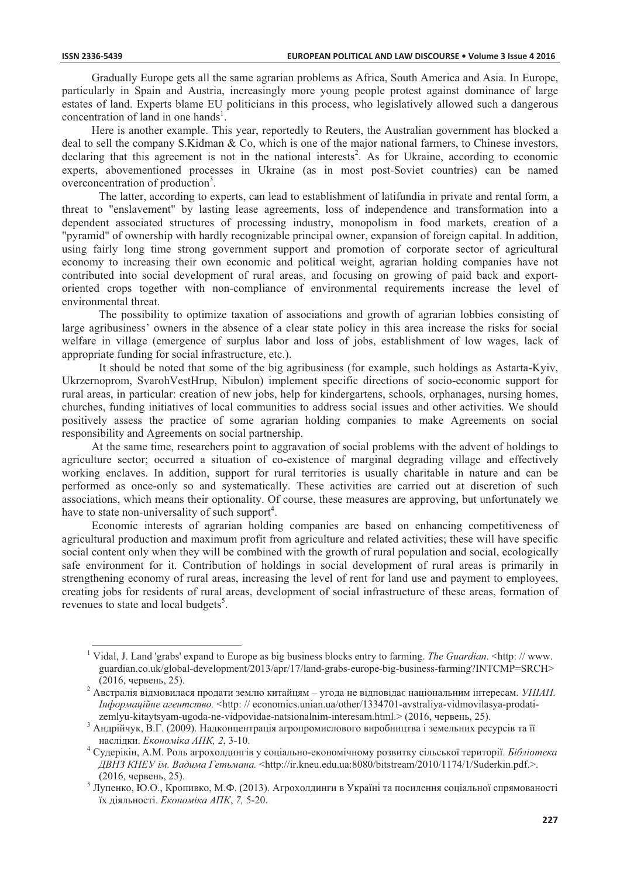Gradually Europe gets all the same agrarian problems as Africa, South America and Asia. In Europe, particularly in Spain and Austria, increasingly more young people protest against dominance of large estates of land. Experts blame EU politicians in this process, who legislatively allowed such a dangerous concentration of land in one hands[1].

Here is another example. This year, reportedly to Reuters, the Australian government has blocked a deal to sell the company S.Kidman & Co, which is one of the major national farmers, to Chinese investors, declaring that this agreement is not in the national interests[2]. As for Ukraine, according to economic experts, abovementioned processes in Ukraine (as in most post-Soviet countries) can be named overconcentration of production[3].

The latter, according to experts, can lead to establishment of latifundia in private and rental form, a threat to "enslavement" by lasting lease agreements, loss of independence and transformation into a dependent associated structures of processing industry, monopolism in food markets, creation of a "pyramid" of ownership with hardly recognizable principal owner, expansion of foreign capital. In addition, using fairly long time strong government support and promotion of corporate sector of agricultural economy to increasing their own economic and political weight, agrarian holding companies have not contributed into social development of rural areas, and focusing on growing of paid back and export-oriented crops together with non-compliance of environmental requirements increase the level of environmental threat.

The possibility to optimize taxation of associations and growth of agrarian lobbies consisting of large agribusiness' owners in the absence of a clear state policy in this area increase the risks for social welfare in village (emergence of surplus labor and loss of jobs, establishment of low wages, lack of appropriate funding for social infrastructure, etc.).

It should be noted that some of the big agribusiness (for example, such holdings as Astarta-Kyiv, Ukrzernoprom, SvarohVestHrup, Nibulon) implement specific directions of socio-economic support for rural areas, in particular: creation of new jobs, help for kindergartens, schools, orphanages, nursing homes, churches, funding initiatives of local communities to address social issues and other activities. We should positively assess the practice of some agrarian holding companies to make Agreements on social responsibility and Agreements on social partnership.

At the same time, researchers point to aggravation of social problems with the advent of holdings to agriculture sector; occurred a situation of co-existence of marginal degrading village and effectively working enclaves. In addition, support for rural territories is usually charitable in nature and can be performed as once-only so and systematically. These activities are carried out at discretion of such associations, which means their optionality. Of course, these measures are approving, but unfortunately we have to state non-universality of such support[4].

Economic interests of agrarian holding companies are based on enhancing competitiveness of agricultural production and maximum profit from agriculture and related activities; these will have specific social content only when they will be combined with the growth of rural population and social, ecologically safe environment for it. Contribution of holdings in social development of rural areas is primarily in strengthening economy of rural areas, increasing the level of rent for land use and payment to employees, creating jobs for residents of rural areas, development of social infrastructure of these areas, formation of revenues to state and local budgets[5].

---

[1] Vidal, J. Land 'grabs' expand to Europe as big business blocks entry to farming. *The Guardian*. <http: // www. guardian.co.uk/global-development/2013/apr/17/land-grabs-europe-big-business-farming?INTCMP=SRCH> (2016, червень, 25).

[2] Австралія відмовилася продати землю китайцям – угода не відповідає національним інтересам. *УНІАН. Інформаційне агентство.* <http: // economics.unian.ua/other/1334701-avstraliya-vidmovilasya-prodati-zemlyu-kitaytsyam-ugoda-ne-vidpovidae-natsionalnim-interesam.html.> (2016, червень, 25).

[3] Андрійчук, В.Г. (2009). Надконцентрація агропромислового виробництва і земельних ресурсів та її наслідки. *Економіка АПК, 2*, 3-10.

[4] Судерікін, А.М. Роль агрохолдингів у соціально-економічному розвитку сільської території. *Бібліотека ДВНЗ КНЕУ ім. Вадима Гетьмана.* <http://ir.kneu.edu.ua:8080/bitstream/2010/1174/1/Suderkin.pdf.>. (2016, червень, 25).

[5] Лупенко, Ю.О., Кропивко, М.Ф. (2013). Агрохолдинги в Україні та посилення соціальної спрямованості їх діяльності. *Економіка АПК*, *7*, 5-20.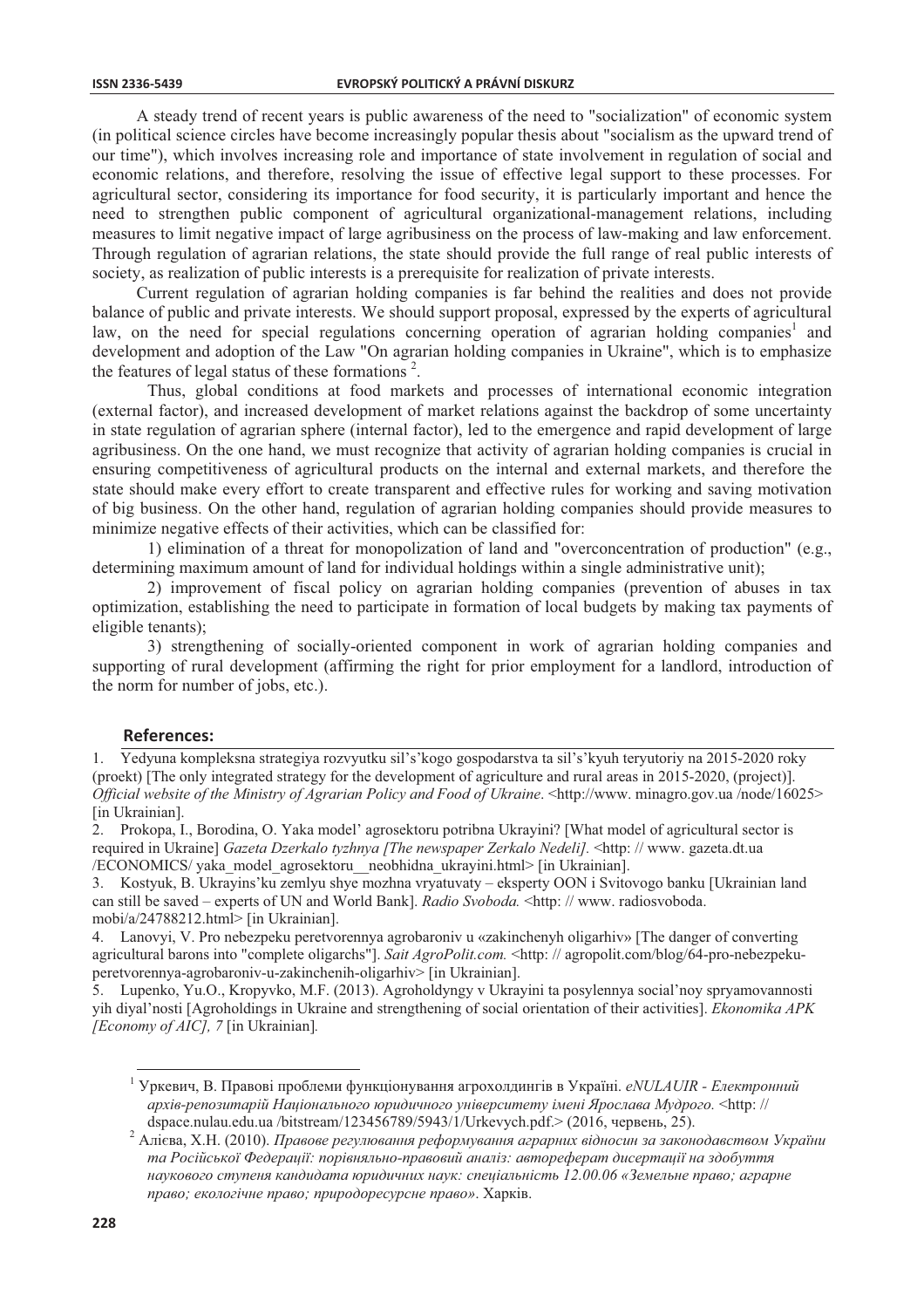A steady trend of recent years is public awareness of the need to "socialization" of economic system (in political science circles have become increasingly popular thesis about "socialism as the upward trend of our time"), which involves increasing role and importance of state involvement in regulation of social and economic relations, and therefore, resolving the issue of effective legal support to these processes. For agricultural sector, considering its importance for food security, it is particularly important and hence the need to strengthen public component of agricultural organizational-management relations, including measures to limit negative impact of large agribusiness on the process of law-making and law enforcement. Through regulation of agrarian relations, the state should provide the full range of real public interests of society, as realization of public interests is a prerequisite for realization of private interests.

Current regulation of agrarian holding companies is far behind the realities and does not provide balance of public and private interests. We should support proposal, expressed by the experts of agricultural law, on the need for special regulations concerning operation of agrarian holding companies[1] and development and adoption of the Law "On agrarian holding companies in Ukraine", which is to emphasize the features of legal status of these formations [2].

Thus, global conditions at food markets and processes of international economic integration (external factor), and increased development of market relations against the backdrop of some uncertainty in state regulation of agrarian sphere (internal factor), led to the emergence and rapid development of large agribusiness. On the one hand, we must recognize that activity of agrarian holding companies is crucial in ensuring competitiveness of agricultural products on the internal and external markets, and therefore the state should make every effort to create transparent and effective rules for working and saving motivation of big business. On the other hand, regulation of agrarian holding companies should provide measures to minimize negative effects of their activities, which can be classified for:

1) elimination of a threat for monopolization of land and "overconcentration of production" (e.g., determining maximum amount of land for individual holdings within a single administrative unit);

2) improvement of fiscal policy on agrarian holding companies (prevention of abuses in tax optimization, establishing the need to participate in formation of local budgets by making tax payments of eligible tenants);

3) strengthening of socially-oriented component in work of agrarian holding companies and supporting of rural development (affirming the right for prior employment for a landlord, introduction of the norm for number of jobs, etc.).

## References:

1. Yedyuna kompleksna strategiya rozvytku sil's'kogo gospodarstva ta sil's'kyuh teryutoriy na 2015-2020 roky (proekt) [The only integrated strategy for the development of agriculture and rural areas in 2015-2020, (project)]. *Official website of the Ministry of Agrarian Policy and Food of Ukraine*. <http://www. minagro.gov.ua /node/16025> [in Ukrainian].
2. Prokopa, I., Borodina, O. Yaka model' agrosektoru potribna Ukrayini? [What model of agricultural sector is required in Ukraine] *Gazeta Dzerkalo tyzhnya [The newspaper Zerkalo Nedeli].* <http: // www. gazeta.dt.ua /ECONOMICS/ yaka_model_agrosektoru__neobhidna_ukrayini.html> [in Ukrainian].
3. Kostyuk, B. Ukrayins'ku zemlyu shye mozhna vryatuvaty – eksperty OON i Svitovogo banku [Ukrainian land can still be saved – experts of UN and World Bank]. *Radio Svoboda.* <http: // www. radiosvoboda. mobi/a/24788212.html> [in Ukrainian].
4. Lanovyi, V. Pro nebezpeku peretvorennya agrobaroniv u «zakinchenyh oligarhiv» [The danger of converting agricultural barons into "complete oligarchs"]. *Sait AgroPolit.com.* <http: // agropolit.com/blog/64-pro-nebezpeku-peretvorennya-agrobaroniv-u-zakinchenih-oligarhiv> [in Ukrainian].
5. Lupenko, Yu.O., Kropyvko, M.F. (2013). Agroholdyngy v Ukrayini ta posylennya social'noy spryamovannosti yih diyal'nosti [Agroholdings in Ukraine and strengthening of social orientation of their activities]. *Ekonomika APK [Economy of AIC], 7* [in Ukrainian].

---

[1] Уркевич, В. Правові проблеми функціонування агрохолдингів в Україні. *eNULAUIR - Електронний архів-репозитарій Національного юридичного університету імені Ярослава Мудрого.* <http: // dspace.nulau.edu.ua /bitstream/123456789/5943/1/Urkevych.pdf.> (2016, червень, 25).

[2] Алієва, Х.Н. (2010). *Правове регулювання реформування аграрних відносин за законодавством України та Російської Федерації: порівняльно-правовий аналіз: автореферат дисертації на здобуття наукового ступеня кандидата юридичних наук: спеціальність 12.00.06 «Земельне право; аграрне право; екологічне право; природоресурсне право»*. Харків.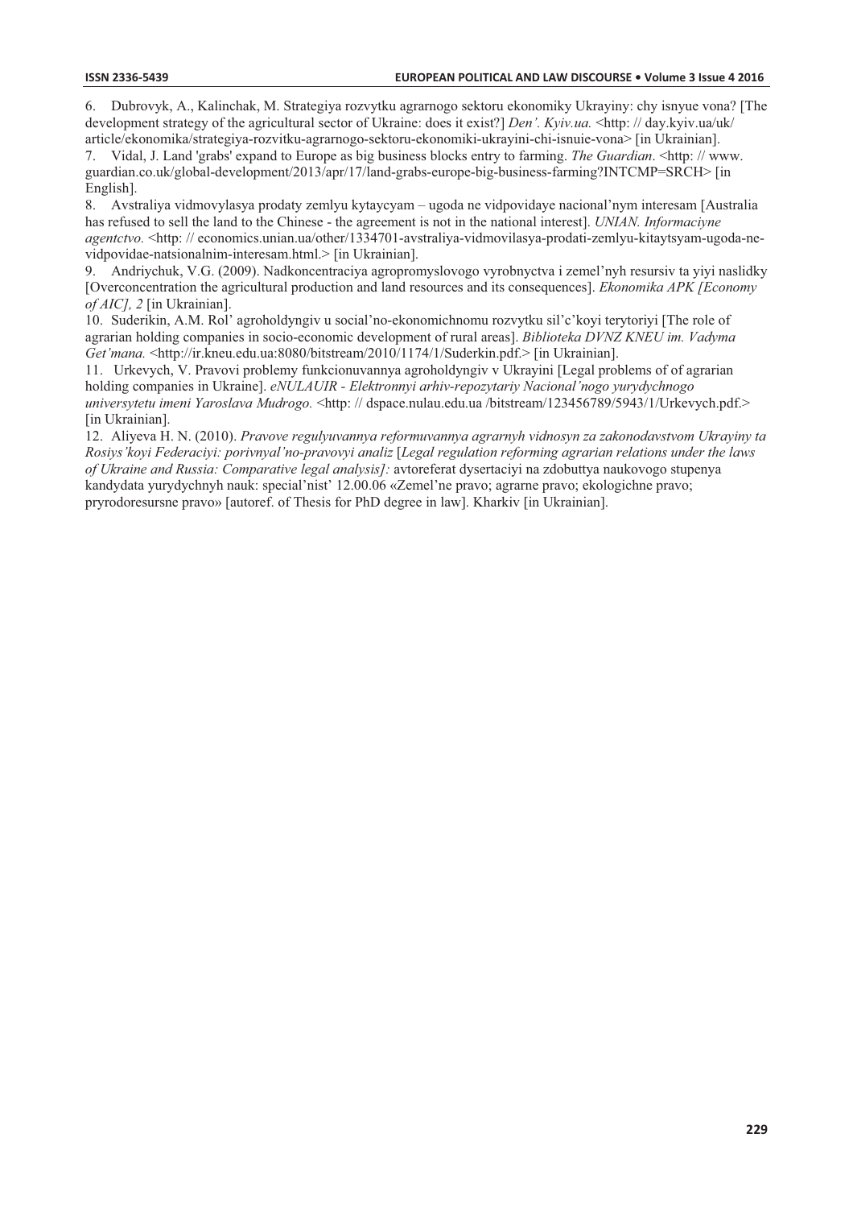6. Dubrovyk, A., Kalinchak, M. Strategiya rozvytku agrarnogo sektoru ekonomiky Ukrayiny: chy isnyue vona? [The development strategy of the agricultural sector of Ukraine: does it exist?] *Den'. Kyiv.ua.* <http: // day.kyiv.ua/uk/article/ekonomika/strategiya-rozvitku-agrarnogo-sektoru-ekonomiki-ukrayini-chi-isnuie-vona> [in Ukrainian].

7. Vidal, J. Land 'grabs' expand to Europe as big business blocks entry to farming. *The Guardian*. <http: // www.guardian.co.uk/global-development/2013/apr/17/land-grabs-europe-big-business-farming?INTCMP=SRCH> [in English].

8. Avstraliya vidmovylasya prodaty zemlyu kytaycyam – ugoda ne vidpovidaye nacional'nym interesam [Australia has refused to sell the land to the Chinese - the agreement is not in the national interest]. *UNIAN. Informaciyne agentctvo.* <http: // economics.unian.ua/other/1334701-avstraliya-vidmovilasya-prodati-zemlyu-kitaytsyam-ugoda-ne-vidpovidae-natsionalnim-interesam.html.> [in Ukrainian].

9. Andriychuk, V.G. (2009). Nadkoncentraciya agropromyslovogo vyrobnyctva i zemel'nyh resursiv ta yiyi naslidky [Overconcentration the agricultural production and land resources and its consequences]. *Ekonomika APK [Economy of AIC], 2* [in Ukrainian].

10. Suderikin, A.M. Rol' agroholdyngiv u social'no-ekonomichnomu rozvytku sil'c'koyi terytoriyi [The role of agrarian holding companies in socio-economic development of rural areas]. *Biblioteka DVNZ KNEU im. Vadyma Get'mana.* <http://ir.kneu.edu.ua:8080/bitstream/2010/1174/1/Suderkin.pdf.> [in Ukrainian].

11. Urkevych, V. Pravovi problemy funkcionuvannya agroholdyngiv v Ukrayini [Legal problems of of agrarian holding companies in Ukraine]. *eNULAUIR - Elektronnyi arhiv-repozytariy Nacional'nogo yurydychnogo universytetu imeni Yaroslava Mudrogo.* <http: // dspace.nulau.edu.ua /bitstream/123456789/5943/1/Urkevych.pdf.> [in Ukrainian].

12. Aliyeva H. N. (2010). *Pravove regulyuvannya reformuvannya agrarnyh vidnosyn za zakonodavstvom Ukrayiny ta Rosiys'koyi Federaciyi: porivnyal'no-pravovyi analiz* [*Legal regulation reforming agrarian relations under the laws of Ukraine and Russia: Comparative legal analysis]:* avtoreferat dysertaciyi na zdobuttya naukovogo stupenya kandydata yurydychnyh nauk: special'nist' 12.00.06 «Zemel'ne pravo; agrarne pravo; ekologichne pravo; pryrodoresursne pravo» [autoref. of Thesis for PhD degree in law]. Kharkiv [in Ukrainian].